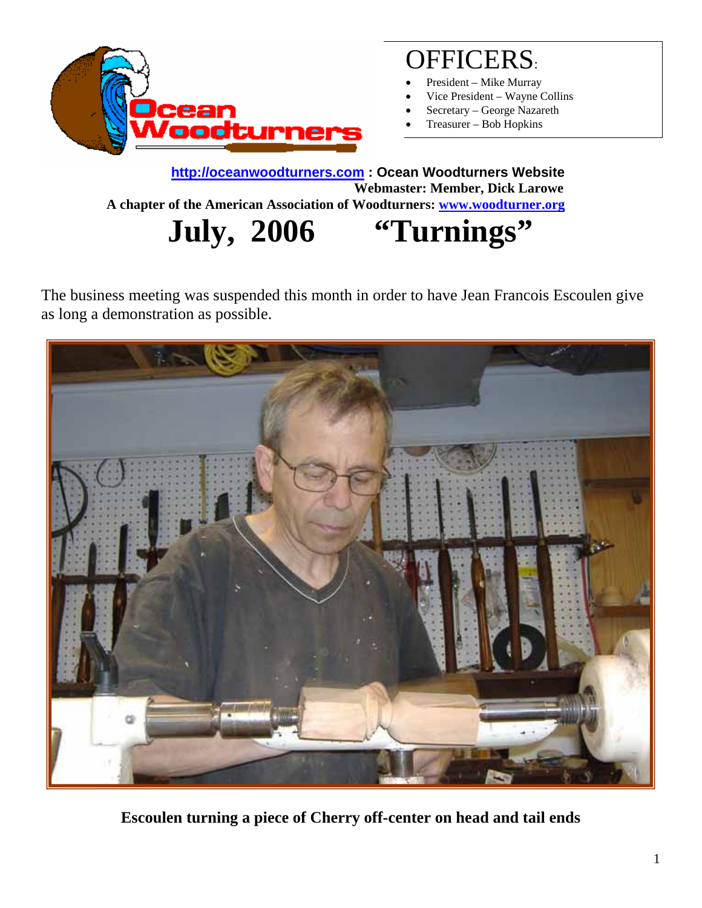## OFFICERS:

- President – Mike Murray
- Vice President – Wayne Collins
- Secretary – George Nazareth
- Treasurer – Bob Hopkins

**http://oceanwoodturners.com : Ocean Woodturners Website**
**Webmaster: Member, Dick Larowe**
**A chapter of the American Association of Woodturners: www.woodturner.org**

# July, 2006 "Turnings"

The business meeting was suspended this month in order to have Jean Francois Escoulen give as long a demonstration as possible.

**Escoulen turning a piece of Cherry off-center on head and tail ends**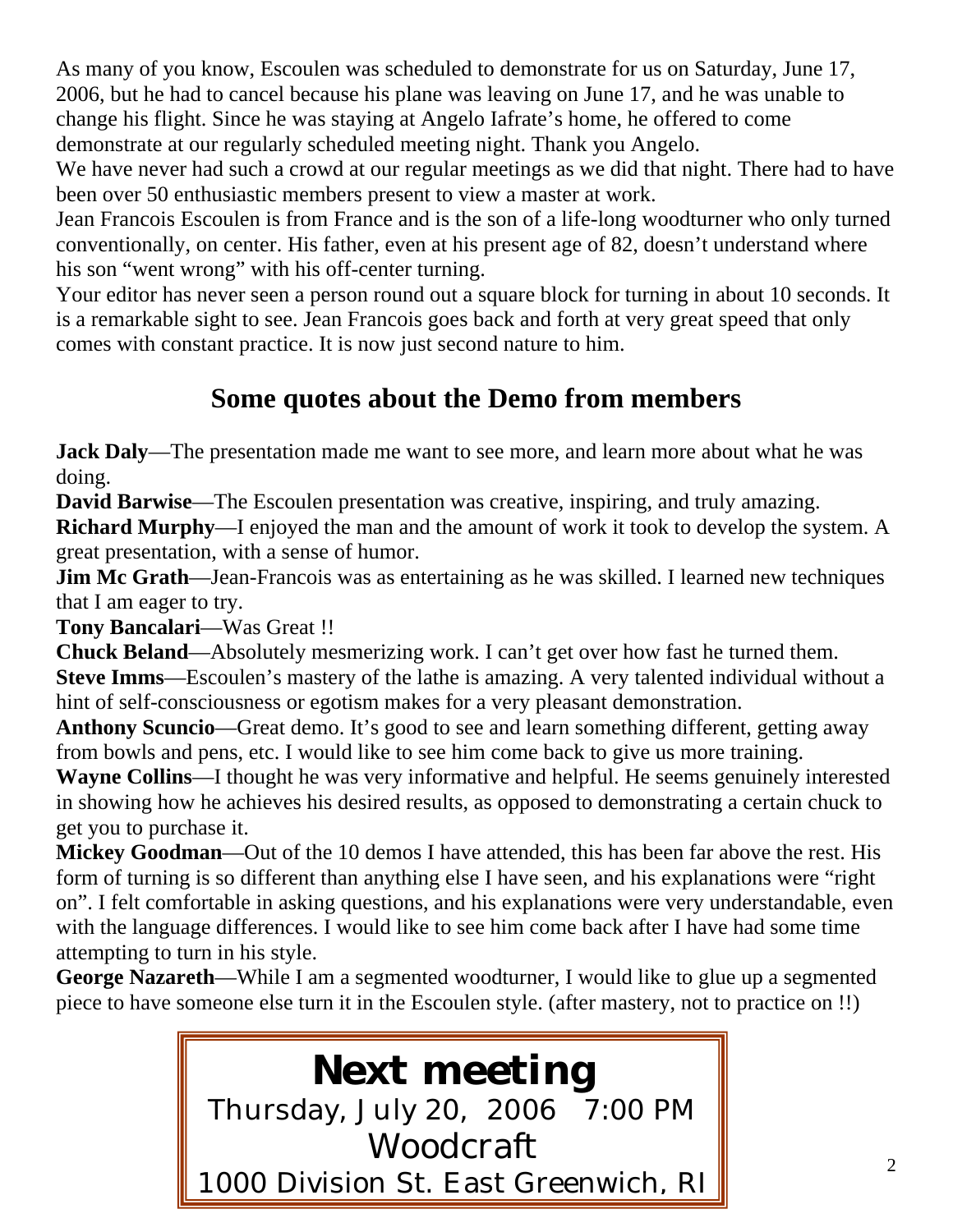As many of you know, Escoulen was scheduled to demonstrate for us on Saturday, June 17, 2006, but he had to cancel because his plane was leaving on June 17, and he was unable to change his flight. Since he was staying at Angelo Iafrate's home, he offered to come demonstrate at our regularly scheduled meeting night. Thank you Angelo.

We have never had such a crowd at our regular meetings as we did that night. There had to have been over 50 enthusiastic members present to view a master at work.

Jean Francois Escoulen is from France and is the son of a life-long woodturner who only turned conventionally, on center. His father, even at his present age of 82, doesn't understand where his son "went wrong" with his off-center turning.

Your editor has never seen a person round out a square block for turning in about 10 seconds. It is a remarkable sight to see. Jean Francois goes back and forth at very great speed that only comes with constant practice. It is now just second nature to him.

## Some quotes about the Demo from members

**Jack Daly**—The presentation made me want to see more, and learn more about what he was doing.

**David Barwise**—The Escoulen presentation was creative, inspiring, and truly amazing.

**Richard Murphy**—I enjoyed the man and the amount of work it took to develop the system. A great presentation, with a sense of humor.

**Jim Mc Grath**—Jean-Francois was as entertaining as he was skilled. I learned new techniques that I am eager to try.

**Tony Bancalari**—Was Great !!

**Chuck Beland**—Absolutely mesmerizing work. I can't get over how fast he turned them.

**Steve Imms**—Escoulen's mastery of the lathe is amazing. A very talented individual without a hint of self-consciousness or egotism makes for a very pleasant demonstration.

**Anthony Scuncio**—Great demo. It's good to see and learn something different, getting away from bowls and pens, etc. I would like to see him come back to give us more training.

**Wayne Collins**—I thought he was very informative and helpful. He seems genuinely interested in showing how he achieves his desired results, as opposed to demonstrating a certain chuck to get you to purchase it.

**Mickey Goodman**—Out of the 10 demos I have attended, this has been far above the rest. His form of turning is so different than anything else I have seen, and his explanations were "right on". I felt comfortable in asking questions, and his explanations were very understandable, even with the language differences. I would like to see him come back after I have had some time attempting to turn in his style.

**George Nazareth**—While I am a segmented woodturner, I would like to glue up a segmented piece to have someone else turn it in the Escoulen style. (after mastery, not to practice on !!)

## Next meeting

Thursday, July 20, 2006 7:00 PM

Woodcraft

1000 Division St. East Greenwich, RI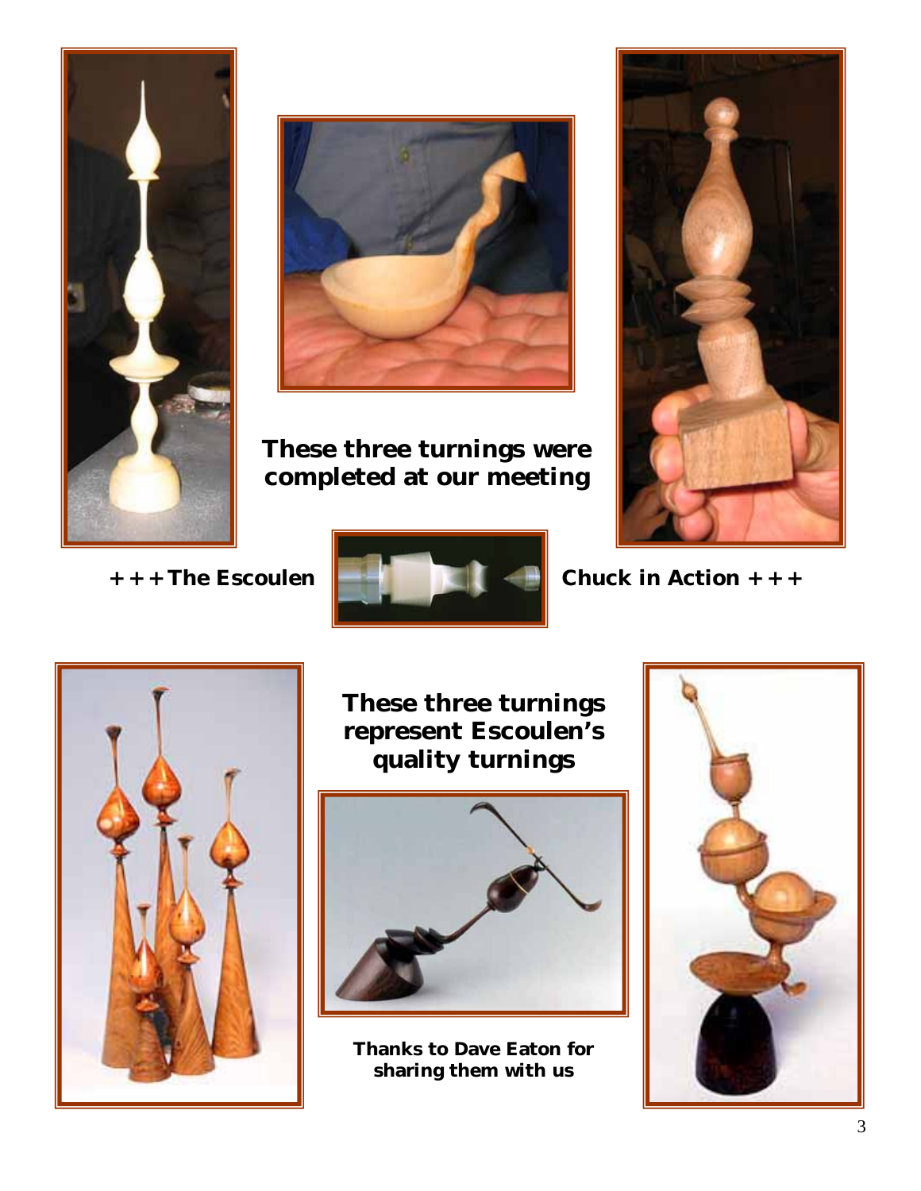**These three turnings were completed at our meeting**

**+ + + The Escoulen Chuck in Action + + +**

**These three turnings represent Escoulen's quality turnings**

**Thanks to Dave Eaton for sharing them with us**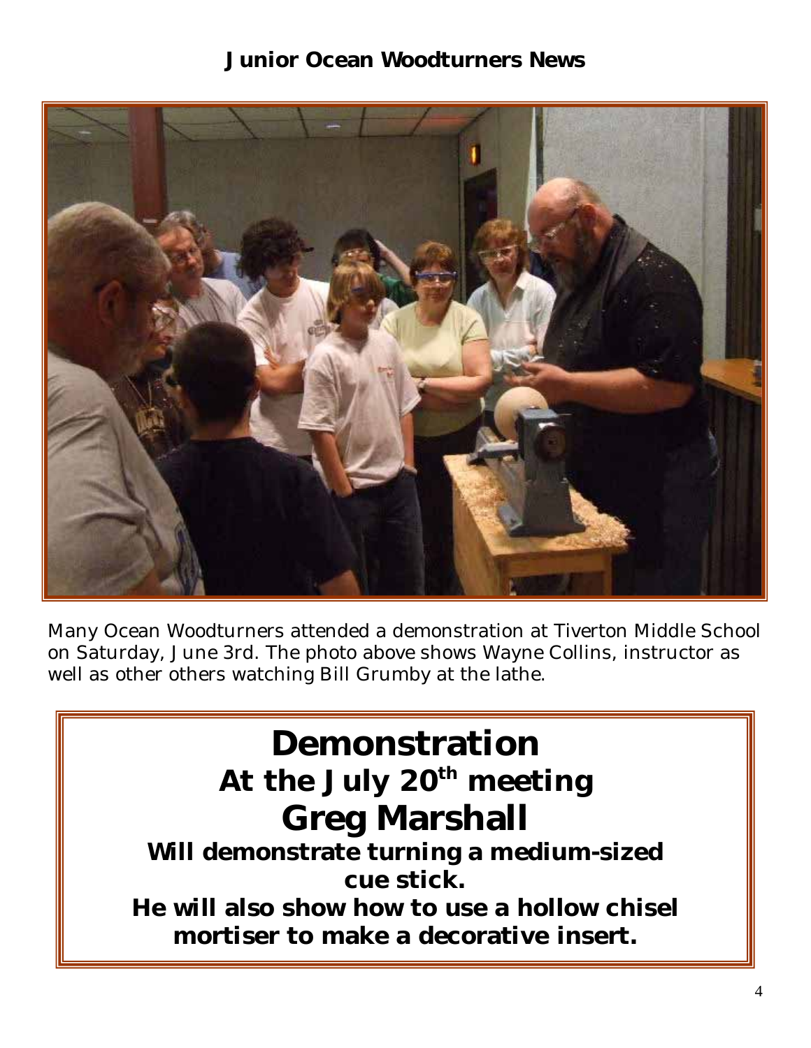# Junior Ocean Woodturners News

Many Ocean Woodturners attended a demonstration at Tiverton Middle School on Saturday, June 3rd. The photo above shows Wayne Collins, instructor as well as other others watching Bill Grumby at the lathe.

## Demonstration

### At the July 20th meeting

## Greg Marshall

**Will demonstrate turning a medium-sized cue stick.**

**He will also show how to use a hollow chisel mortiser to make a decorative insert.**